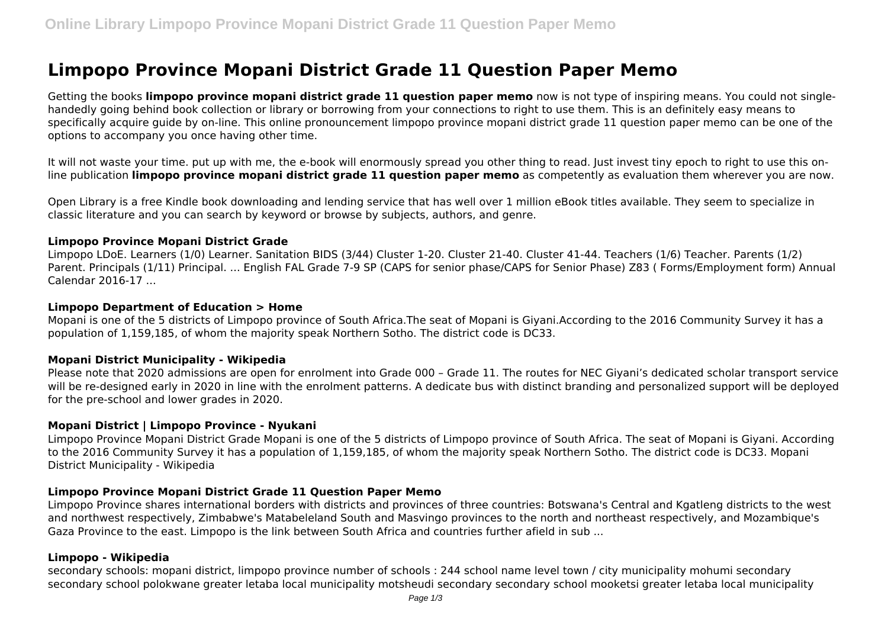# Limpopo Province Mopani District Grade 11 Question Paper Memo

Getting the books **limpopo province mopani district grade 11 question paper memo** now is not type of inspiring means. You could not single-handedly going behind book collection or library or borrowing from your connections to right to use them. This is an definitely easy means to specifically acquire guide by on-line. This online pronouncement limpopo province mopani district grade 11 question paper memo can be one of the options to accompany you once having other time.

It will not waste your time. put up with me, the e-book will enormously spread you other thing to read. Just invest tiny epoch to right to use this on-line publication **limpopo province mopani district grade 11 question paper memo** as competently as evaluation them wherever you are now.

Open Library is a free Kindle book downloading and lending service that has well over 1 million eBook titles available. They seem to specialize in classic literature and you can search by keyword or browse by subjects, authors, and genre.

#### Limpopo Province Mopani District Grade

Limpopo LDoE. Learners (1/0) Learner. Sanitation BIDS (3/44) Cluster 1-20. Cluster 21-40. Cluster 41-44. Teachers (1/6) Teacher. Parents (1/2) Parent. Principals (1/11) Principal. ... English FAL Grade 7-9 SP (CAPS for senior phase/CAPS for Senior Phase) Z83 ( Forms/Employment form) Annual Calendar 2016-17 ...

#### Limpopo Department of Education > Home

Mopani is one of the 5 districts of Limpopo province of South Africa.The seat of Mopani is Giyani.According to the 2016 Community Survey it has a population of 1,159,185, of whom the majority speak Northern Sotho. The district code is DC33.

#### Mopani District Municipality - Wikipedia

Please note that 2020 admissions are open for enrolment into Grade 000 – Grade 11. The routes for NEC Giyani's dedicated scholar transport service will be re-designed early in 2020 in line with the enrolment patterns. A dedicate bus with distinct branding and personalized support will be deployed for the pre-school and lower grades in 2020.

#### Mopani District | Limpopo Province - Nyukani

Limpopo Province Mopani District Grade Mopani is one of the 5 districts of Limpopo province of South Africa. The seat of Mopani is Giyani. According to the 2016 Community Survey it has a population of 1,159,185, of whom the majority speak Northern Sotho. The district code is DC33. Mopani District Municipality - Wikipedia

#### Limpopo Province Mopani District Grade 11 Question Paper Memo

Limpopo Province shares international borders with districts and provinces of three countries: Botswana's Central and Kgatleng districts to the west and northwest respectively, Zimbabwe's Matabeleland South and Masvingo provinces to the north and northeast respectively, and Mozambique's Gaza Province to the east. Limpopo is the link between South Africa and countries further afield in sub ...

#### Limpopo - Wikipedia

secondary schools: mopani district, limpopo province number of schools : 244 school name level town / city municipality mohumi secondary secondary school polokwane greater letaba local municipality motsheudi secondary secondary school mooketsi greater letaba local municipality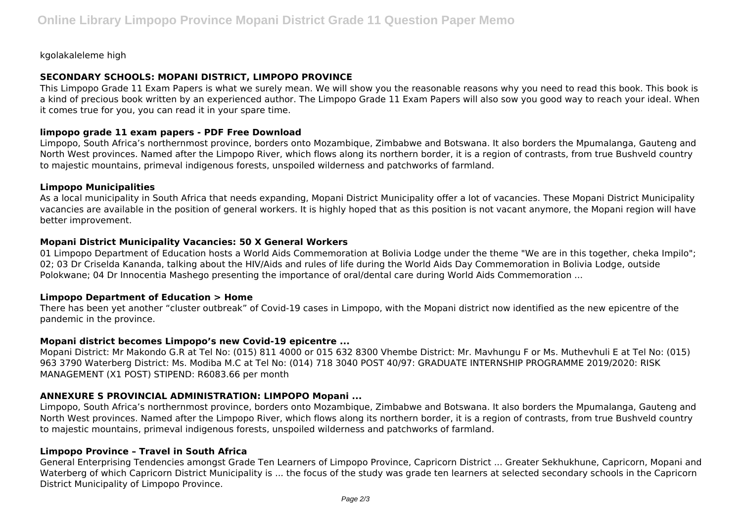kgolakaleleme high

### SECONDARY SCHOOLS: MOPANI DISTRICT, LIMPOPO PROVINCE

This Limpopo Grade 11 Exam Papers is what we surely mean. We will show you the reasonable reasons why you need to read this book. This book is a kind of precious book written by an experienced author. The Limpopo Grade 11 Exam Papers will also sow you good way to reach your ideal. When it comes true for you, you can read it in your spare time.

### limpopo grade 11 exam papers - PDF Free Download

Limpopo, South Africa's northernmost province, borders onto Mozambique, Zimbabwe and Botswana. It also borders the Mpumalanga, Gauteng and North West provinces. Named after the Limpopo River, which flows along its northern border, it is a region of contrasts, from true Bushveld country to majestic mountains, primeval indigenous forests, unspoiled wilderness and patchworks of farmland.

### Limpopo Municipalities

As a local municipality in South Africa that needs expanding, Mopani District Municipality offer a lot of vacancies. These Mopani District Municipality vacancies are available in the position of general workers. It is highly hoped that as this position is not vacant anymore, the Mopani region will have better improvement.

### Mopani District Municipality Vacancies: 50 X General Workers

01 Limpopo Department of Education hosts a World Aids Commemoration at Bolivia Lodge under the theme "We are in this together, cheka Impilo"; 02; 03 Dr Criselda Kananda, talking about the HIV/Aids and rules of life during the World Aids Day Commemoration in Bolivia Lodge, outside Polokwane; 04 Dr Innocentia Mashego presenting the importance of oral/dental care during World Aids Commemoration ...

### Limpopo Department of Education > Home

There has been yet another "cluster outbreak" of Covid-19 cases in Limpopo, with the Mopani district now identified as the new epicentre of the pandemic in the province.

### Mopani district becomes Limpopo's new Covid-19 epicentre ...

Mopani District: Mr Makondo G.R at Tel No: (015) 811 4000 or 015 632 8300 Vhembe District: Mr. Mavhungu F or Ms. Muthevhuli E at Tel No: (015) 963 3790 Waterberg District: Ms. Modiba M.C at Tel No: (014) 718 3040 POST 40/97: GRADUATE INTERNSHIP PROGRAMME 2019/2020: RISK MANAGEMENT (X1 POST) STIPEND: R6083.66 per month

### ANNEXURE S PROVINCIAL ADMINISTRATION: LIMPOPO Mopani ...

Limpopo, South Africa's northernmost province, borders onto Mozambique, Zimbabwe and Botswana. It also borders the Mpumalanga, Gauteng and North West provinces. Named after the Limpopo River, which flows along its northern border, it is a region of contrasts, from true Bushveld country to majestic mountains, primeval indigenous forests, unspoiled wilderness and patchworks of farmland.

### Limpopo Province – Travel in South Africa

General Enterprising Tendencies amongst Grade Ten Learners of Limpopo Province, Capricorn District ... Greater Sekhukhune, Capricorn, Mopani and Waterberg of which Capricorn District Municipality is ... the focus of the study was grade ten learners at selected secondary schools in the Capricorn District Municipality of Limpopo Province.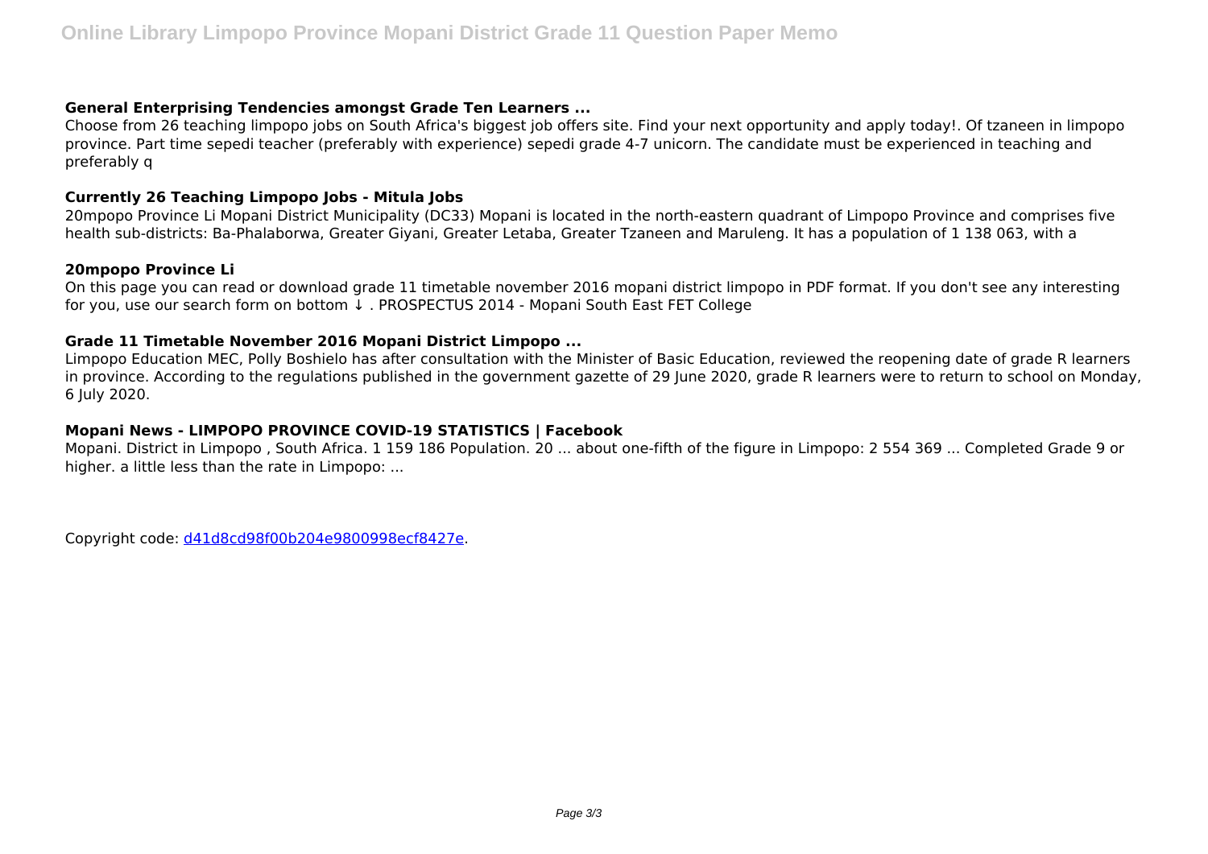**General Enterprising Tendencies amongst Grade Ten Learners ...**

Choose from 26 teaching limpopo jobs on South Africa's biggest job offers site. Find your next opportunity and apply today!. Of tzaneen in limpopo province. Part time sepedi teacher (preferably with experience) sepedi grade 4-7 unicorn. The candidate must be experienced in teaching and preferably q

**Currently 26 Teaching Limpopo Jobs - Mitula Jobs**

20mpopo Province Li Mopani District Municipality (DC33) Mopani is located in the north-eastern quadrant of Limpopo Province and comprises five health sub-districts: Ba-Phalaborwa, Greater Giyani, Greater Letaba, Greater Tzaneen and Maruleng. It has a population of 1 138 063, with a

**20mpopo Province Li**

On this page you can read or download grade 11 timetable november 2016 mopani district limpopo in PDF format. If you don't see any interesting for you, use our search form on bottom ↓ . PROSPECTUS 2014 - Mopani South East FET College

**Grade 11 Timetable November 2016 Mopani District Limpopo ...**

Limpopo Education MEC, Polly Boshielo has after consultation with the Minister of Basic Education, reviewed the reopening date of grade R learners in province. According to the regulations published in the government gazette of 29 June 2020, grade R learners were to return to school on Monday, 6 July 2020.

**Mopani News - LIMPOPO PROVINCE COVID-19 STATISTICS | Facebook**

Mopani. District in Limpopo , South Africa. 1 159 186 Population. 20 ... about one-fifth of the figure in Limpopo: 2 554 369 ... Completed Grade 9 or higher. a little less than the rate in Limpopo: ...

Copyright code: d41d8cd98f00b204e9800998ecf8427e.